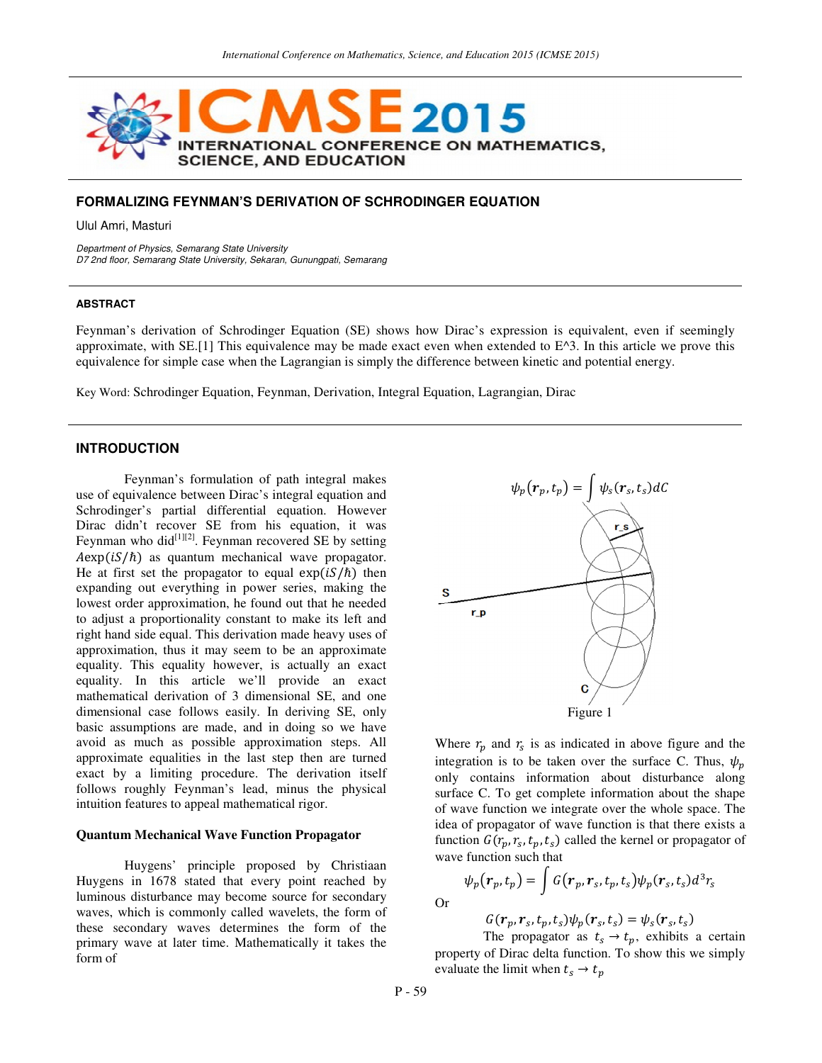## FORMALIZING FEYNMAN'S DERIVATION OF SCHRODINGER EQUATION

Ulul Amri, Masturi

*Department of Physics, Semarang State University*
*D7 2nd floor, Semarang State University, Sekaran, Gunungpati, Semarang*

### ABSTRACT

Feynman's derivation of Schrodinger Equation (SE) shows how Dirac's expression is equivalent, even if seemingly approximate, with SE.[1] This equivalence may be made exact even when extended to E^3. In this article we prove this equivalence for simple case when the Lagrangian is simply the difference between kinetic and potential energy.

Key Word: Schrodinger Equation, Feynman, Derivation, Integral Equation, Lagrangian, Dirac

### INTRODUCTION

Feynman's formulation of path integral makes use of equivalence between Dirac's integral equation and Schrodinger's partial differential equation. However Dirac didn't recover SE from his equation, it was Feynman who did[1][2]. Feynman recovered SE by setting $A\exp(iS/\hbar)$ as quantum mechanical wave propagator. He at first set the propagator to equal $\exp(iS/\hbar)$ then expanding out everything in power series, making the lowest order approximation, he found out that he needed to adjust a proportionality constant to make its left and right hand side equal. This derivation made heavy uses of approximation, thus it may seem to be an approximate equality. This equality however, is actually an exact equality. In this article we'll provide an exact mathematical derivation of 3 dimensional SE, and one dimensional case follows easily. In deriving SE, only basic assumptions are made, and in doing so we have avoid as much as possible approximation steps. All approximate equalities in the last step then are turned exact by a limiting procedure. The derivation itself follows roughly Feynman's lead, minus the physical intuition features to appeal mathematical rigor.

#### Quantum Mechanical Wave Function Propagator

Huygens' principle proposed by Christiaan Huygens in 1678 stated that every point reached by luminous disturbance may become source for secondary waves, which is commonly called wavelets, the form of these secondary waves determines the form of the primary wave at later time. Mathematically it takes the form of

$$\psi_p(\boldsymbol{r}_p, t_p) = \int \psi_s(\boldsymbol{r}_s, t_s) dC$$

Figure 1

Where $r_p$ and $r_s$ is as indicated in above figure and the integration is to be taken over the surface C. Thus, $\psi_p$ only contains information about disturbance along surface C. To get complete information about the shape of wave function we integrate over the whole space. The idea of propagator of wave function is that there exists a function $G(r_p, r_s, t_p, t_s)$ called the kernel or propagator of wave function such that

$$\psi_p(\boldsymbol{r}_p, t_p) = \int G(\boldsymbol{r}_p, \boldsymbol{r}_s, t_p, t_s)\psi_p(\boldsymbol{r}_s, t_s) d^3 r_s$$

Or

$$G(\boldsymbol{r}_p, \boldsymbol{r}_s, t_p, t_s)\psi_p(\boldsymbol{r}_s, t_s) = \psi_s(\boldsymbol{r}_s, t_s)$$

The propagator as $t_s \to t_p$, exhibits a certain property of Dirac delta function. To show this we simply evaluate the limit when $t_s \to t_p$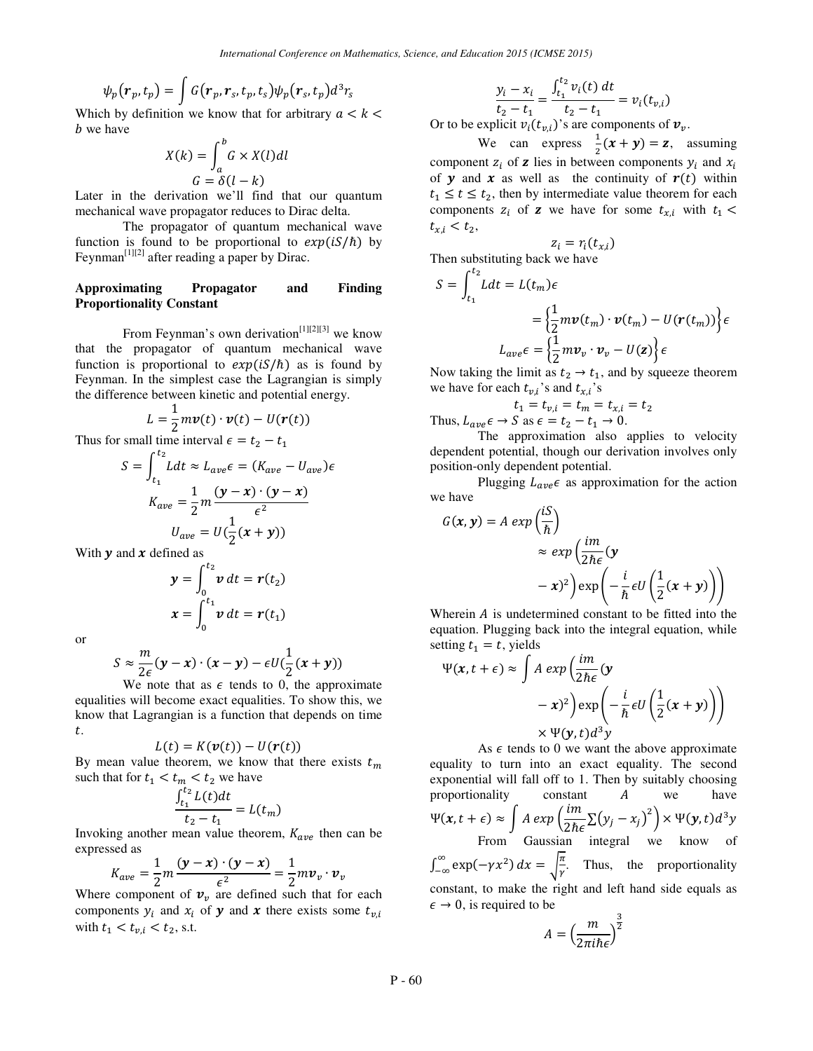$$\psi_p(\boldsymbol{r}_p, t_p) = \int G(\boldsymbol{r}_p, \boldsymbol{r}_s, t_p, t_s)\psi_p(\boldsymbol{r}_s, t_p)d^3r_s$$

Which by definition we know that for arbitrary $a < k < b$ we have

$$X(k) = \int_a^b G \times X(l)dl$$

$$G = \delta(l-k)$$

Later in the derivation we'll find that our quantum mechanical wave propagator reduces to Dirac delta.

The propagator of quantum mechanical wave function is found to be proportional to $exp(iS/\hbar)$ by Feynman[1][2] after reading a paper by Dirac.

## Approximating Propagator and Finding Proportionality Constant

From Feynman's own derivation[1][2][3] we know that the propagator of quantum mechanical wave function is proportional to $exp(iS/\hbar)$ as is found by Feynman. In the simplest case the Lagrangian is simply the difference between kinetic and potential energy.

$$L = \frac{1}{2}m\boldsymbol{v}(t)\cdot\boldsymbol{v}(t) - U(\boldsymbol{r}(t))$$

Thus for small time interval $\epsilon = t_2 - t_1$

$$S = \int_{t_1}^{t_2} Ldt \approx L_{ave}\epsilon = (K_{ave} - U_{ave})\epsilon$$

$$K_{ave} = \frac{1}{2}m\frac{(\boldsymbol{y}-\boldsymbol{x})\cdot(\boldsymbol{y}-\boldsymbol{x})}{\epsilon^2}$$

$$U_{ave} = U(\frac{1}{2}(\boldsymbol{x}+\boldsymbol{y}))$$

With $\boldsymbol{y}$ and $\boldsymbol{x}$ defined as

$$\boldsymbol{y} = \int_0^{t_2}\boldsymbol{v}\,dt = \boldsymbol{r}(t_2)$$

$$\boldsymbol{x} = \int_0^{t_1}\boldsymbol{v}\,dt = \boldsymbol{r}(t_1)$$

or

$$S \approx \frac{m}{2\epsilon}(\boldsymbol{y}-\boldsymbol{x})\cdot(\boldsymbol{x}-\boldsymbol{y}) - \epsilon U(\frac{1}{2}(\boldsymbol{x}+\boldsymbol{y}))$$

We note that as $\epsilon$ tends to 0, the approximate equalities will become exact equalities. To show this, we know that Lagrangian is a function that depends on time $t$.

$$L(t) = K(\boldsymbol{v}(t)) - U(\boldsymbol{r}(t))$$

By mean value theorem, we know that there exists $t_m$ such that for $t_1 < t_m < t_2$ we have

$$\frac{\int_{t_1}^{t_2} L(t)dt}{t_2 - t_1} = L(t_m)$$

Invoking another mean value theorem, $K_{ave}$ then can be expressed as

$$K_{ave} = \frac{1}{2}m\frac{(\boldsymbol{y}-\boldsymbol{x})\cdot(\boldsymbol{y}-\boldsymbol{x})}{\epsilon^2} = \frac{1}{2}m\boldsymbol{v}_v\cdot\boldsymbol{v}_v$$

Where component of $\boldsymbol{v}_v$ are defined such that for each components $y_i$ and $x_i$ of $\boldsymbol{y}$ and $\boldsymbol{x}$ there exists some $t_{v,i}$ with $t_1 < t_{v,i} < t_2$, s.t.

$$\frac{y_i - x_i}{t_2 - t_1} = \frac{\int_{t_1}^{t_2} v_i(t)\,dt}{t_2 - t_1} = v_i(t_{v,i})$$

Or to be explicit $v_i(t_{v,i})$'s are components of $\boldsymbol{v}_v$.

We can express $\frac{1}{2}(\boldsymbol{x}+\boldsymbol{y}) = \boldsymbol{z}$, assuming component $z_i$ of $\boldsymbol{z}$ lies in between components $y_i$ and $x_i$ of $\boldsymbol{y}$ and $\boldsymbol{x}$ as well as the continuity of $\boldsymbol{r}(t)$ within $t_1 \le t \le t_2$, then by intermediate value theorem for each components $z_i$ of $\boldsymbol{z}$ we have for some $t_{x,i}$ with $t_1 < t_{x,i} < t_2$,

$$z_i = r_i(t_{x,i})$$

Then substituting back we have

$$S = \int_{t_1}^{t_2} Ldt = L(t_m)\epsilon$$

$$= \left\{\frac{1}{2}m\boldsymbol{v}(t_m)\cdot\boldsymbol{v}(t_m) - U(\boldsymbol{r}(t_m))\right\}\epsilon$$

$$L_{ave}\epsilon = \left\{\frac{1}{2}m\boldsymbol{v}_v\cdot\boldsymbol{v}_v - U(\boldsymbol{z})\right\}\epsilon$$

Now taking the limit as $t_2 \to t_1$, and by squeeze theorem we have for each $t_{v,i}$'s and $t_{x,i}$'s

$$t_1 = t_{v,i} = t_m = t_{x,i} = t_2$$

Thus, $L_{ave}\epsilon \to S$ as $\epsilon = t_2 - t_1 \to 0$.

The approximation also applies to velocity dependent potential, though our derivation involves only position-only dependent potential.

Plugging $L_{ave}\epsilon$ as approximation for the action we have

$$G(\boldsymbol{x},\boldsymbol{y}) = A\ exp\left(\frac{iS}{\hbar}\right)$$

$$\approx exp\left(\frac{im}{2\hbar\epsilon}(\boldsymbol{y} - \boldsymbol{x})^2\right)\exp\left(-\frac{i}{\hbar}\epsilon U\left(\frac{1}{2}(\boldsymbol{x}+\boldsymbol{y})\right)\right)$$

Wherein $A$ is undetermined constant to be fitted into the equation. Plugging back into the integral equation, while setting $t_1 = t$, yields

$$\Psi(\boldsymbol{x}, t+\epsilon) \approx \int A\ exp\left(\frac{im}{2\hbar\epsilon}(\boldsymbol{y} - \boldsymbol{x})^2\right)\exp\left(-\frac{i}{\hbar}\epsilon U\left(\frac{1}{2}(\boldsymbol{x}+\boldsymbol{y})\right)\right) \times \Psi(\boldsymbol{y}, t)d^3y$$

As $\epsilon$ tends to 0 we want the above approximate equality to turn into an exact equality. The second exponential will fall off to 1. Then by suitably choosing proportionality constant $A$ we have

$$\Psi(\boldsymbol{x}, t+\epsilon) \approx \int A\ exp\left(\frac{im}{2\hbar\epsilon}\sum(y_j - x_j)^2\right) \times \Psi(\boldsymbol{y}, t)d^3y$$

From Gaussian integral we know of $\int_{-\infty}^{\infty}\exp(-\gamma x^2)\,dx = \sqrt{\frac{\pi}{\gamma}}$. Thus, the proportionality constant, to make the right and left hand side equals as $\epsilon \to 0$, is required to be

$$A = \left(\frac{m}{2\pi i\hbar\epsilon}\right)^{\frac{3}{2}}$$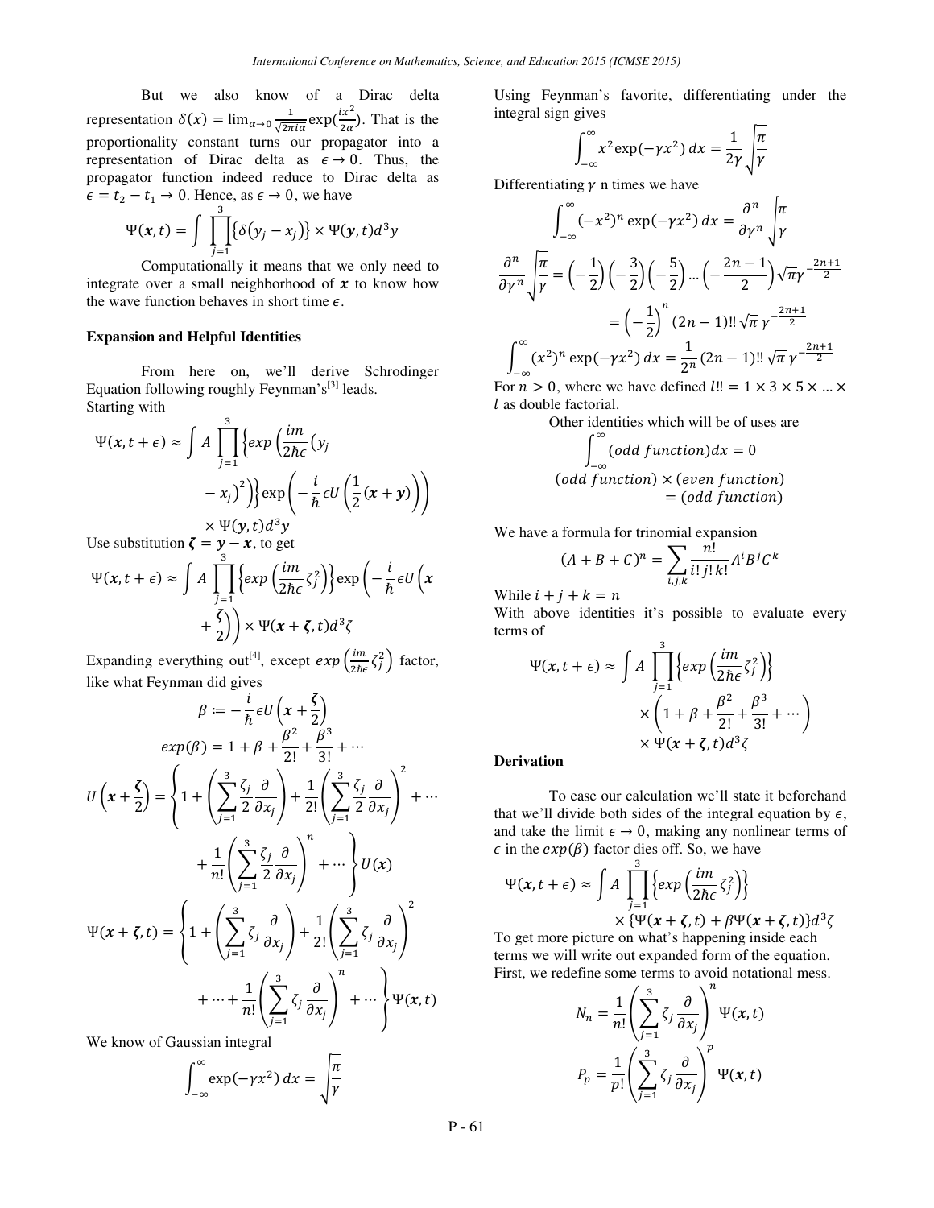But we also know of a Dirac delta representation $\delta(x) = \lim_{\alpha\to 0}\frac{1}{\sqrt{2\pi i\alpha}}\exp(\frac{ix^2}{2\alpha})$. That is the proportionality constant turns our propagator into a representation of Dirac delta as $\epsilon \to 0$. Thus, the propagator function indeed reduce to Dirac delta as $\epsilon = t_2 - t_1 \to 0$. Hence, as $\epsilon \to 0$, we have

$$\Psi(\boldsymbol{x},t) = \int \prod_{j=1}^{3}\{\delta(y_j - x_j)\} \times \Psi(\boldsymbol{y},t)d^3y$$

Computationally it means that we only need to integrate over a small neighborhood of $\boldsymbol{x}$ to know how the wave function behaves in short time $\epsilon$.

**Expansion and Helpful Identities**

From here on, we'll derive Schrodinger Equation following roughly Feynman's[3] leads.
Starting with

$$\Psi(\boldsymbol{x},t+\epsilon) \approx \int A \prod_{j=1}^{3}\left\{exp\left(\frac{im}{2\hbar\epsilon}(y_j - x_j)^2\right)\right\}\exp\left(-\frac{i}{\hbar}\epsilon U\left(\frac{1}{2}(\boldsymbol{x}+\boldsymbol{y})\right)\right) \times \Psi(\boldsymbol{y},t)d^3y$$

Use substitution $\boldsymbol{\zeta} = \boldsymbol{y} - \boldsymbol{x}$, to get

$$\Psi(\boldsymbol{x},t+\epsilon) \approx \int A \prod_{j=1}^{3}\left\{exp\left(\frac{im}{2\hbar\epsilon}\zeta_j^2\right)\right\}\exp\left(-\frac{i}{\hbar}\epsilon U\left(\boldsymbol{x}+\frac{\boldsymbol{\zeta}}{2}\right)\right) \times \Psi(\boldsymbol{x}+\boldsymbol{\zeta},t)d^3\zeta$$

Expanding everything out[4], except $exp\left(\frac{im}{2\hbar\epsilon}\zeta_j^2\right)$ factor, like what Feynman did gives

$$\beta := -\frac{i}{\hbar}\epsilon U\left(\boldsymbol{x}+\frac{\boldsymbol{\zeta}}{2}\right)$$

$$exp(\beta) = 1 + \beta + \frac{\beta^2}{2!} + \frac{\beta^3}{3!} + \cdots$$

$$U\left(\boldsymbol{x}+\frac{\boldsymbol{\zeta}}{2}\right) = \left\{1 + \left(\sum_{j=1}^{3}\frac{\zeta_j}{2}\frac{\partial}{\partial x_j}\right) + \frac{1}{2!}\left(\sum_{j=1}^{3}\frac{\zeta_j}{2}\frac{\partial}{\partial x_j}\right)^2 + \cdots + \frac{1}{n!}\left(\sum_{j=1}^{3}\frac{\zeta_j}{2}\frac{\partial}{\partial x_j}\right)^n + \cdots\right\}U(\boldsymbol{x})$$

$$\Psi(\boldsymbol{x}+\boldsymbol{\zeta},t) = \left\{1 + \left(\sum_{j=1}^{3}\zeta_j\frac{\partial}{\partial x_j}\right) + \frac{1}{2!}\left(\sum_{j=1}^{3}\zeta_j\frac{\partial}{\partial x_j}\right)^2 + \cdots + \frac{1}{n!}\left(\sum_{j=1}^{3}\zeta_j\frac{\partial}{\partial x_j}\right)^n + \cdots\right\}\Psi(\boldsymbol{x},t)$$

We know of Gaussian integral

$$\int_{-\infty}^{\infty}\exp(-\gamma x^2)\,dx = \sqrt{\frac{\pi}{\gamma}}$$

Using Feynman's favorite, differentiating under the integral sign gives

$$\int_{-\infty}^{\infty}x^2\exp(-\gamma x^2)\,dx = \frac{1}{2\gamma}\sqrt{\frac{\pi}{\gamma}}$$

Differentiating $\gamma$ n times we have

$$\int_{-\infty}^{\infty}(-x^2)^n\exp(-\gamma x^2)\,dx = \frac{\partial^n}{\partial\gamma^n}\sqrt{\frac{\pi}{\gamma}}$$

$$\frac{\partial^n}{\partial\gamma^n}\sqrt{\frac{\pi}{\gamma}} = \left(-\frac{1}{2}\right)\left(-\frac{3}{2}\right)\left(-\frac{5}{2}\right)\ldots\left(-\frac{2n-1}{2}\right)\sqrt{\pi}\gamma^{-\frac{2n+1}{2}} = \left(-\frac{1}{2}\right)^n(2n-1)!!\sqrt{\pi}\,\gamma^{-\frac{2n+1}{2}}$$

$$\int_{-\infty}^{\infty}(x^2)^n\exp(-\gamma x^2)\,dx = \frac{1}{2^n}(2n-1)!!\sqrt{\pi}\,\gamma^{-\frac{2n+1}{2}}$$

For $n > 0$, where we have defined $l!! = 1\times 3\times 5\times\ldots\times l$ as double factorial.

Other identities which will be of uses are

$$\int_{-\infty}^{\infty}(odd\ function)dx = 0$$

$$(odd\ function)\times(even\ function) = (odd\ function)$$

We have a formula for trinomial expansion

$$(A+B+C)^n = \sum_{i,j,k}\frac{n!}{i!\,j!\,k!}A^iB^jC^k$$

While $i + j + k = n$

With above identities it's possible to evaluate every terms of

$$\Psi(\boldsymbol{x},t+\epsilon) \approx \int A \prod_{j=1}^{3}\left\{exp\left(\frac{im}{2\hbar\epsilon}\zeta_j^2\right)\right\} \times \left(1 + \beta + \frac{\beta^2}{2!} + \frac{\beta^3}{3!} + \cdots\right) \times \Psi(\boldsymbol{x}+\boldsymbol{\zeta},t)d^3\zeta$$

**Derivation**

To ease our calculation we'll state it beforehand that we'll divide both sides of the integral equation by $\epsilon$, and take the limit $\epsilon \to 0$, making any nonlinear terms of $\epsilon$ in the $exp(\beta)$ factor dies off. So, we have

$$\Psi(\boldsymbol{x},t+\epsilon) \approx \int A \prod_{j=1}^{3}\left\{exp\left(\frac{im}{2\hbar\epsilon}\zeta_j^2\right)\right\} \times \{\Psi(\boldsymbol{x}+\boldsymbol{\zeta},t) + \beta\Psi(\boldsymbol{x}+\boldsymbol{\zeta},t)\}d^3\zeta$$

To get more picture on what's happening inside each terms we will write out expanded form of the equation. First, we redefine some terms to avoid notational mess.

$$N_n = \frac{1}{n!}\left(\sum_{j=1}^{3}\zeta_j\frac{\partial}{\partial x_j}\right)^n\Psi(\boldsymbol{x},t)$$

$$P_p = \frac{1}{p!}\left(\sum_{j=1}^{3}\zeta_j\frac{\partial}{\partial x_j}\right)^p\Psi(\boldsymbol{x},t)$$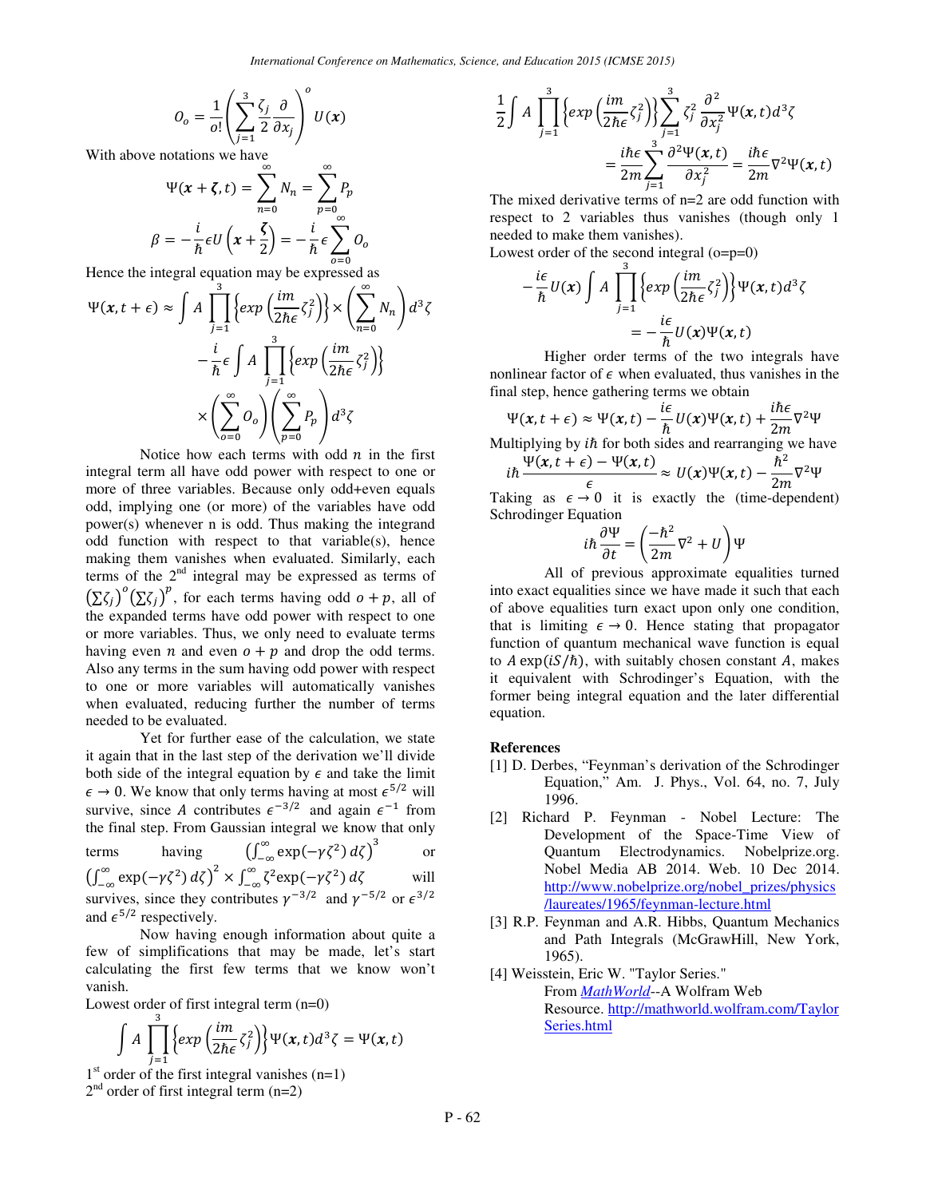$$O_o = \frac{1}{o!}\left(\sum_{j=1}^{3} \frac{\zeta_j}{2}\frac{\partial}{\partial x_j}\right)^o U(\boldsymbol{x})$$

With above notations we have

$$\Psi(\boldsymbol{x}+\boldsymbol{\zeta},t) = \sum_{n=0}^{\infty} N_n = \sum_{p=0}^{\infty} P_p$$

$$\beta = -\frac{i}{\hbar}\epsilon U\left(\boldsymbol{x}+\frac{\boldsymbol{\zeta}}{2}\right) = -\frac{i}{\hbar}\epsilon \sum_{o=0}^{\infty} O_o$$

Hence the integral equation may be expressed as

$$\Psi(\boldsymbol{x},t+\epsilon) \approx \int A \prod_{j=1}^{3}\left\{exp\left(\frac{im}{2\hbar\epsilon}\zeta_j^2\right)\right\} \times \left(\sum_{n=0}^{\infty} N_n\right) d^3\zeta$$
$$-\frac{i}{\hbar}\epsilon \int A \prod_{j=1}^{3}\left\{exp\left(\frac{im}{2\hbar\epsilon}\zeta_j^2\right)\right\}$$
$$\times \left(\sum_{o=0}^{\infty} O_o\right)\left(\sum_{p=0}^{\infty} P_p\right) d^3\zeta$$

Notice how each terms with odd $n$ in the first integral term all have odd power with respect to one or more of three variables. Because only odd+even equals odd, implying one (or more) of the variables have odd power(s) whenever n is odd. Thus making the integrand odd function with respect to that variable(s), hence making them vanishes when evaluated. Similarly, each terms of the 2nd integral may be expressed as terms of $\left(\sum \zeta_j\right)^o \left(\sum \zeta_j\right)^p$, for each terms having odd $o+p$, all of the expanded terms have odd power with respect to one or more variables. Thus, we only need to evaluate terms having even $n$ and even $o+p$ and drop the odd terms. Also any terms in the sum having odd power with respect to one or more variables will automatically vanishes when evaluated, reducing further the number of terms needed to be evaluated.

Yet for further ease of the calculation, we state it again that in the last step of the derivation we'll divide both side of the integral equation by $\epsilon$ and take the limit $\epsilon \to 0$. We know that only terms having at most $\epsilon^{5/2}$ will survive, since $A$ contributes $\epsilon^{-3/2}$ and again $\epsilon^{-1}$ from the final step. From Gaussian integral we know that only terms having $\left(\int_{-\infty}^{\infty} \exp(-\gamma\zeta^2)\, d\zeta\right)^3$ or $\left(\int_{-\infty}^{\infty} \exp(-\gamma\zeta^2)\, d\zeta\right)^2 \times \int_{-\infty}^{\infty} \zeta^2 \exp(-\gamma\zeta^2)\, d\zeta$ will survives, since they contributes $\gamma^{-3/2}$ and $\gamma^{-5/2}$ or $\epsilon^{3/2}$ and $\epsilon^{5/2}$ respectively.

Now having enough information about quite a few of simplifications that may be made, let's start calculating the first few terms that we know won't vanish.

Lowest order of first integral term (n=0)

$$\int A \prod_{j=1}^{3}\left\{exp\left(\frac{im}{2\hbar\epsilon}\zeta_j^2\right)\right\}\Psi(\boldsymbol{x},t) d^3\zeta = \Psi(\boldsymbol{x},t)$$

1st order of the first integral vanishes (n=1)

2nd order of first integral term (n=2)

$$\frac{1}{2}\int A \prod_{j=1}^{3}\left\{exp\left(\frac{im}{2\hbar\epsilon}\zeta_j^2\right)\right\}\sum_{j=1}^{3}\zeta_j^2 \frac{\partial^2}{\partial x_j^2}\Psi(\boldsymbol{x},t) d^3\zeta$$
$$= \frac{i\hbar\epsilon}{2m}\sum_{j=1}^{3}\frac{\partial^2\Psi(\boldsymbol{x},t)}{\partial x_j^2} = \frac{i\hbar\epsilon}{2m}\nabla^2\Psi(\boldsymbol{x},t)$$

The mixed derivative terms of n=2 are odd function with respect to 2 variables thus vanishes (though only 1 needed to make them vanishes).

Lowest order of the second integral (o=p=0)

$$-\frac{i\epsilon}{\hbar}U(\boldsymbol{x})\int A \prod_{j=1}^{3}\left\{exp\left(\frac{im}{2\hbar\epsilon}\zeta_j^2\right)\right\}\Psi(\boldsymbol{x},t) d^3\zeta$$
$$= -\frac{i\epsilon}{\hbar}U(\boldsymbol{x})\Psi(\boldsymbol{x},t)$$

Higher order terms of the two integrals have nonlinear factor of $\epsilon$ when evaluated, thus vanishes in the final step, hence gathering terms we obtain

$$\Psi(\boldsymbol{x},t+\epsilon) \approx \Psi(\boldsymbol{x},t) - \frac{i\epsilon}{\hbar}U(\boldsymbol{x})\Psi(\boldsymbol{x},t) + \frac{i\hbar\epsilon}{2m}\nabla^2\Psi$$

Multiplying by $i\hbar$ for both sides and rearranging we have

$$i\hbar\frac{\Psi(\boldsymbol{x},t+\epsilon) - \Psi(\boldsymbol{x},t)}{\epsilon} \approx U(\boldsymbol{x})\Psi(\boldsymbol{x},t) - \frac{\hbar^2}{2m}\nabla^2\Psi$$

Taking as $\epsilon \to 0$ it is exactly the (time-dependent) Schrodinger Equation

$$i\hbar\frac{\partial\Psi}{\partial t} = \left(\frac{-\hbar^2}{2m}\nabla^2 + U\right)\Psi$$

All of previous approximate equalities turned into exact equalities since we have made it such that each of above equalities turn exact upon only one condition, that is limiting $\epsilon \to 0$. Hence stating that propagator function of quantum mechanical wave function is equal to $A\exp(iS/\hbar)$, with suitably chosen constant $A$, makes it equivalent with Schrodinger's Equation, with the former being integral equation and the later differential equation.

## References

[1] D. Derbes, "Feynman's derivation of the Schrodinger Equation," Am. J. Phys., Vol. 64, no. 7, July 1996.

[2] Richard P. Feynman - Nobel Lecture: The Development of the Space-Time View of Quantum Electrodynamics. Nobelprize.org. Nobel Media AB 2014. Web. 10 Dec 2014. http://www.nobelprize.org/nobel_prizes/physics/laureates/1965/feynman-lecture.html

[3] R.P. Feynman and A.R. Hibbs, Quantum Mechanics and Path Integrals (McGrawHill, New York, 1965).

[4] Weisstein, Eric W. "Taylor Series." From *MathWorld*--A Wolfram Web Resource. http://mathworld.wolfram.com/TaylorSeries.html